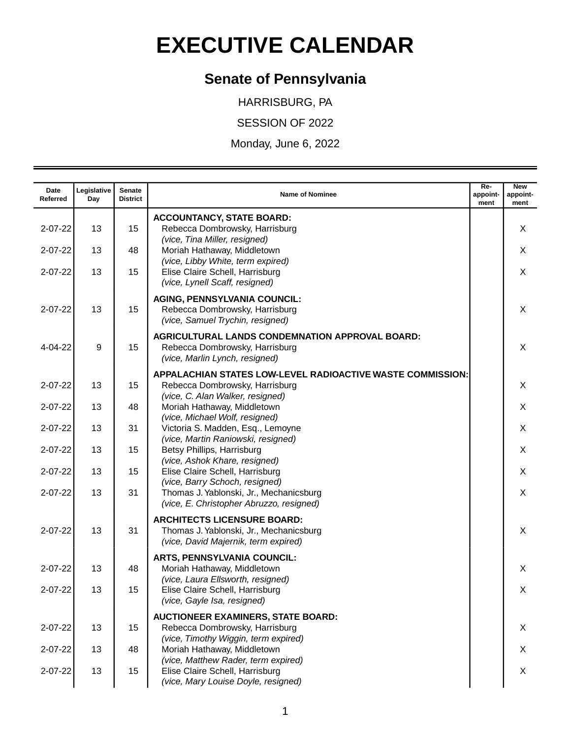# EXECUTIVE CALENDAR

## Senate of Pennsylvania

HARRISBURG, PA

SESSION OF 2022

Monday, June 6, 2022

| Date Referred | Legislative Day | Senate District | Name of Nominee | Re-appoint-ment | New appoint-ment |
|---|---|---|---|---|---|
| | | | **ACCOUNTANCY, STATE BOARD:** | | |
| 2-07-22 | 13 | 15 | Rebecca Dombrowsky, Harrisburg *(vice, Tina Miller, resigned)* | | X |
| 2-07-22 | 13 | 48 | Moriah Hathaway, Middletown *(vice, Libby White, term expired)* | | X |
| 2-07-22 | 13 | 15 | Elise Claire Schell, Harrisburg *(vice, Lynell Scaff, resigned)* | | X |
| | | | **AGING, PENNSYLVANIA COUNCIL:** | | |
| 2-07-22 | 13 | 15 | Rebecca Dombrowsky, Harrisburg *(vice, Samuel Trychin, resigned)* | | X |
| | | | **AGRICULTURAL LANDS CONDEMNATION APPROVAL BOARD:** | | |
| 4-04-22 | 9 | 15 | Rebecca Dombrowsky, Harrisburg *(vice, Marlin Lynch, resigned)* | | X |
| | | | **APPALACHIAN STATES LOW-LEVEL RADIOACTIVE WASTE COMMISSION:** | | |
| 2-07-22 | 13 | 15 | Rebecca Dombrowsky, Harrisburg *(vice, C. Alan Walker, resigned)* | | X |
| 2-07-22 | 13 | 48 | Moriah Hathaway, Middletown *(vice, Michael Wolf, resigned)* | | X |
| 2-07-22 | 13 | 31 | Victoria S. Madden, Esq., Lemoyne *(vice, Martin Raniowski, resigned)* | | X |
| 2-07-22 | 13 | 15 | Betsy Phillips, Harrisburg *(vice, Ashok Khare, resigned)* | | X |
| 2-07-22 | 13 | 15 | Elise Claire Schell, Harrisburg *(vice, Barry Schoch, resigned)* | | X |
| 2-07-22 | 13 | 31 | Thomas J. Yablonski, Jr., Mechanicsburg *(vice, E. Christopher Abruzzo, resigned)* | | X |
| | | | **ARCHITECTS LICENSURE BOARD:** | | |
| 2-07-22 | 13 | 31 | Thomas J. Yablonski, Jr., Mechanicsburg *(vice, David Majernik, term expired)* | | X |
| | | | **ARTS, PENNSYLVANIA COUNCIL:** | | |
| 2-07-22 | 13 | 48 | Moriah Hathaway, Middletown *(vice, Laura Ellsworth, resigned)* | | X |
| 2-07-22 | 13 | 15 | Elise Claire Schell, Harrisburg *(vice, Gayle Isa, resigned)* | | X |
| | | | **AUCTIONEER EXAMINERS, STATE BOARD:** | | |
| 2-07-22 | 13 | 15 | Rebecca Dombrowsky, Harrisburg *(vice, Timothy Wiggin, term expired)* | | X |
| 2-07-22 | 13 | 48 | Moriah Hathaway, Middletown *(vice, Matthew Rader, term expired)* | | X |
| 2-07-22 | 13 | 15 | Elise Claire Schell, Harrisburg *(vice, Mary Louise Doyle, resigned)* | | X |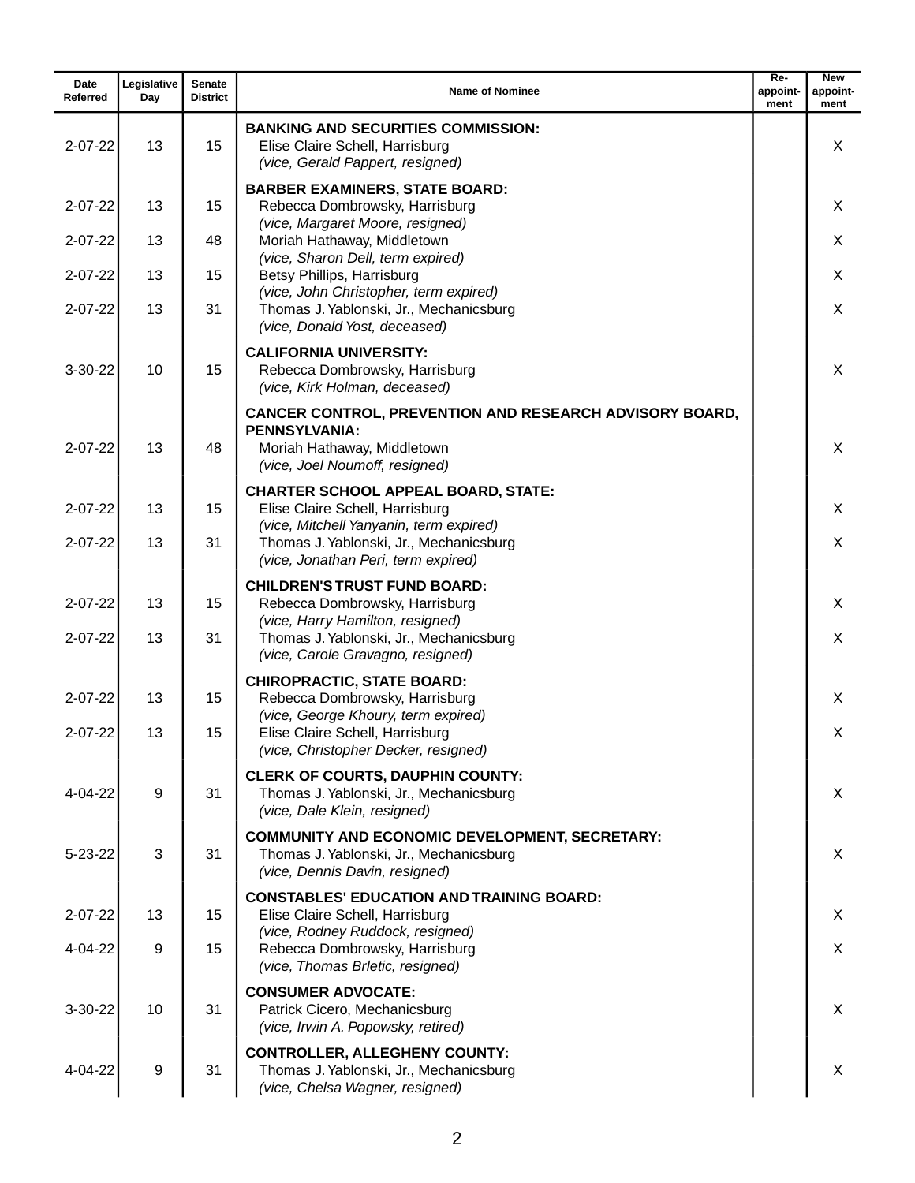| Date Referred | Legislative Day | Senate District | Name of Nominee | Re-appoint-ment | New appoint-ment |
|---|---|---|---|---|---|
| | | | **BANKING AND SECURITIES COMMISSION:** | | |
| 2-07-22 | 13 | 15 | Elise Claire Schell, Harrisburg *(vice, Gerald Pappert, resigned)* | | X |
| | | | **BARBER EXAMINERS, STATE BOARD:** | | |
| 2-07-22 | 13 | 15 | Rebecca Dombrowsky, Harrisburg *(vice, Margaret Moore, resigned)* | | X |
| 2-07-22 | 13 | 48 | Moriah Hathaway, Middletown *(vice, Sharon Dell, term expired)* | | X |
| 2-07-22 | 13 | 15 | Betsy Phillips, Harrisburg *(vice, John Christopher, term expired)* | | X |
| 2-07-22 | 13 | 31 | Thomas J. Yablonski, Jr., Mechanicsburg *(vice, Donald Yost, deceased)* | | X |
| | | | **CALIFORNIA UNIVERSITY:** | | |
| 3-30-22 | 10 | 15 | Rebecca Dombrowsky, Harrisburg *(vice, Kirk Holman, deceased)* | | X |
| | | | **CANCER CONTROL, PREVENTION AND RESEARCH ADVISORY BOARD, PENNSYLVANIA:** | | |
| 2-07-22 | 13 | 48 | Moriah Hathaway, Middletown *(vice, Joel Noumoff, resigned)* | | X |
| | | | **CHARTER SCHOOL APPEAL BOARD, STATE:** | | |
| 2-07-22 | 13 | 15 | Elise Claire Schell, Harrisburg *(vice, Mitchell Yanyanin, term expired)* | | X |
| 2-07-22 | 13 | 31 | Thomas J. Yablonski, Jr., Mechanicsburg *(vice, Jonathan Peri, term expired)* | | X |
| | | | **CHILDREN'S TRUST FUND BOARD:** | | |
| 2-07-22 | 13 | 15 | Rebecca Dombrowsky, Harrisburg *(vice, Harry Hamilton, resigned)* | | X |
| 2-07-22 | 13 | 31 | Thomas J. Yablonski, Jr., Mechanicsburg *(vice, Carole Gravagno, resigned)* | | X |
| | | | **CHIROPRACTIC, STATE BOARD:** | | |
| 2-07-22 | 13 | 15 | Rebecca Dombrowsky, Harrisburg *(vice, George Khoury, term expired)* | | X |
| 2-07-22 | 13 | 15 | Elise Claire Schell, Harrisburg *(vice, Christopher Decker, resigned)* | | X |
| | | | **CLERK OF COURTS, DAUPHIN COUNTY:** | | |
| 4-04-22 | 9 | 31 | Thomas J. Yablonski, Jr., Mechanicsburg *(vice, Dale Klein, resigned)* | | X |
| | | | **COMMUNITY AND ECONOMIC DEVELOPMENT, SECRETARY:** | | |
| 5-23-22 | 3 | 31 | Thomas J. Yablonski, Jr., Mechanicsburg *(vice, Dennis Davin, resigned)* | | X |
| | | | **CONSTABLES' EDUCATION AND TRAINING BOARD:** | | |
| 2-07-22 | 13 | 15 | Elise Claire Schell, Harrisburg *(vice, Rodney Ruddock, resigned)* | | X |
| 4-04-22 | 9 | 15 | Rebecca Dombrowsky, Harrisburg *(vice, Thomas Brletic, resigned)* | | X |
| | | | **CONSUMER ADVOCATE:** | | |
| 3-30-22 | 10 | 31 | Patrick Cicero, Mechanicsburg *(vice, Irwin A. Popowsky, retired)* | | X |
| | | | **CONTROLLER, ALLEGHENY COUNTY:** | | |
| 4-04-22 | 9 | 31 | Thomas J. Yablonski, Jr., Mechanicsburg *(vice, Chelsa Wagner, resigned)* | | X |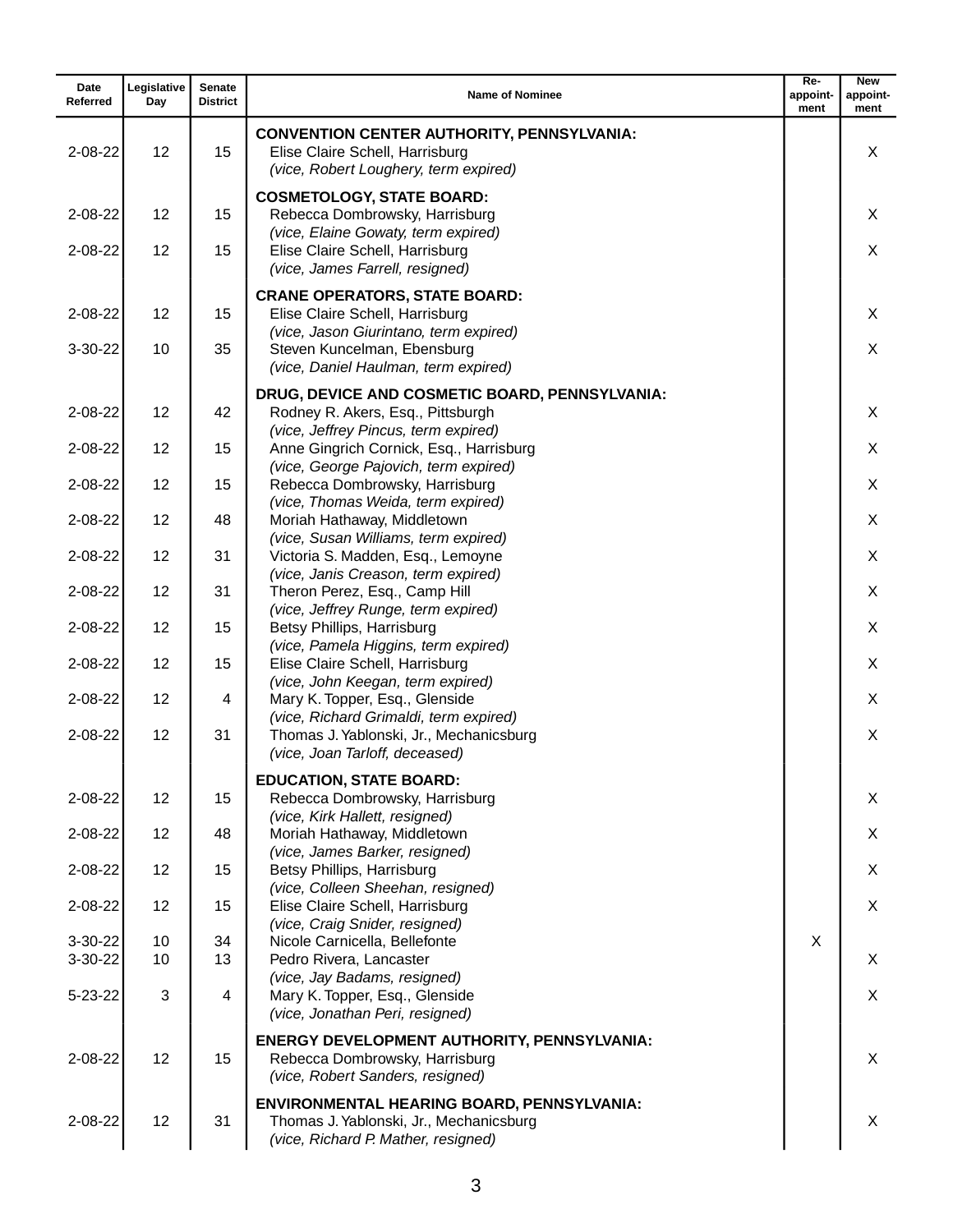| Date Referred | Legislative Day | Senate District | Name of Nominee | Re-appoint-ment | New appoint-ment |
|---|---|---|---|---|---|
| | | | **CONVENTION CENTER AUTHORITY, PENNSYLVANIA:** | | |
| 2-08-22 | 12 | 15 | Elise Claire Schell, Harrisburg *(vice, Robert Loughery, term expired)* | | X |
| | | | **COSMETOLOGY, STATE BOARD:** | | |
| 2-08-22 | 12 | 15 | Rebecca Dombrowsky, Harrisburg *(vice, Elaine Gowaty, term expired)* | | X |
| 2-08-22 | 12 | 15 | Elise Claire Schell, Harrisburg *(vice, James Farrell, resigned)* | | X |
| | | | **CRANE OPERATORS, STATE BOARD:** | | |
| 2-08-22 | 12 | 15 | Elise Claire Schell, Harrisburg *(vice, Jason Giurintano, term expired)* | | X |
| 3-30-22 | 10 | 35 | Steven Kuncelman, Ebensburg *(vice, Daniel Haulman, term expired)* | | X |
| | | | **DRUG, DEVICE AND COSMETIC BOARD, PENNSYLVANIA:** | | |
| 2-08-22 | 12 | 42 | Rodney R. Akers, Esq., Pittsburgh *(vice, Jeffrey Pincus, term expired)* | | X |
| 2-08-22 | 12 | 15 | Anne Gingrich Cornick, Esq., Harrisburg *(vice, George Pajovich, term expired)* | | X |
| 2-08-22 | 12 | 15 | Rebecca Dombrowsky, Harrisburg *(vice, Thomas Weida, term expired)* | | X |
| 2-08-22 | 12 | 48 | Moriah Hathaway, Middletown *(vice, Susan Williams, term expired)* | | X |
| 2-08-22 | 12 | 31 | Victoria S. Madden, Esq., Lemoyne *(vice, Janis Creason, term expired)* | | X |
| 2-08-22 | 12 | 31 | Theron Perez, Esq., Camp Hill *(vice, Jeffrey Runge, term expired)* | | X |
| 2-08-22 | 12 | 15 | Betsy Phillips, Harrisburg *(vice, Pamela Higgins, term expired)* | | X |
| 2-08-22 | 12 | 15 | Elise Claire Schell, Harrisburg *(vice, John Keegan, term expired)* | | X |
| 2-08-22 | 12 | 4 | Mary K. Topper, Esq., Glenside *(vice, Richard Grimaldi, term expired)* | | X |
| 2-08-22 | 12 | 31 | Thomas J. Yablonski, Jr., Mechanicsburg *(vice, Joan Tarloff, deceased)* | | X |
| | | | **EDUCATION, STATE BOARD:** | | |
| 2-08-22 | 12 | 15 | Rebecca Dombrowsky, Harrisburg *(vice, Kirk Hallett, resigned)* | | X |
| 2-08-22 | 12 | 48 | Moriah Hathaway, Middletown *(vice, James Barker, resigned)* | | X |
| 2-08-22 | 12 | 15 | Betsy Phillips, Harrisburg *(vice, Colleen Sheehan, resigned)* | | X |
| 2-08-22 | 12 | 15 | Elise Claire Schell, Harrisburg *(vice, Craig Snider, resigned)* | | X |
| 3-30-22 | 10 | 34 | Nicole Carnicella, Bellefonte | X | |
| 3-30-22 | 10 | 13 | Pedro Rivera, Lancaster *(vice, Jay Badams, resigned)* | | X |
| 5-23-22 | 3 | 4 | Mary K. Topper, Esq., Glenside *(vice, Jonathan Peri, resigned)* | | X |
| | | | **ENERGY DEVELOPMENT AUTHORITY, PENNSYLVANIA:** | | |
| 2-08-22 | 12 | 15 | Rebecca Dombrowsky, Harrisburg *(vice, Robert Sanders, resigned)* | | X |
| | | | **ENVIRONMENTAL HEARING BOARD, PENNSYLVANIA:** | | |
| 2-08-22 | 12 | 31 | Thomas J. Yablonski, Jr., Mechanicsburg *(vice, Richard P. Mather, resigned)* | | X |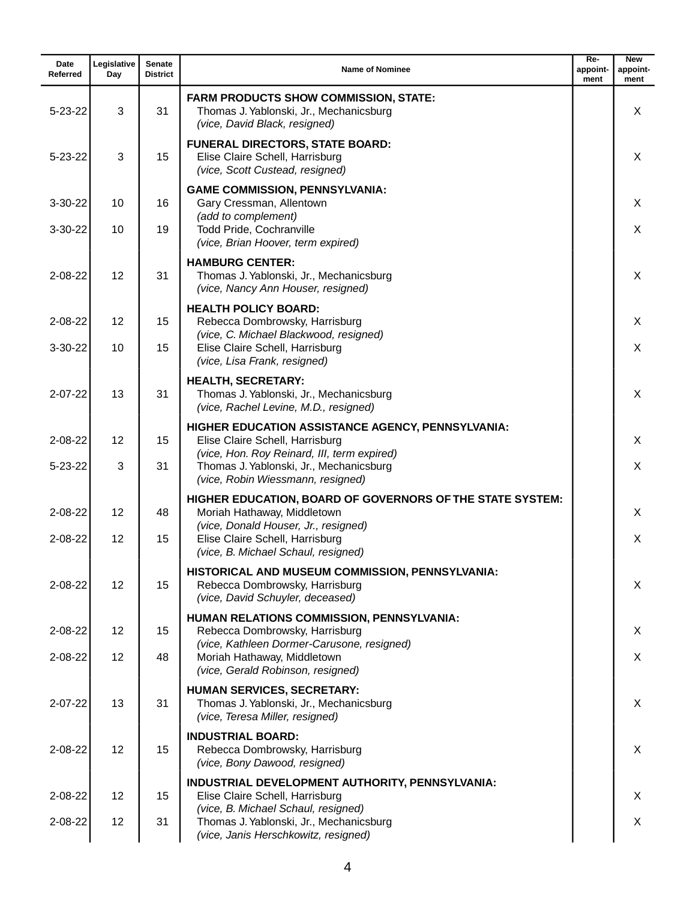| Date Referred | Legislative Day | Senate District | Name of Nominee | Re-appoint-ment | New appoint-ment |
|---|---|---|---|---|---|
| | | | **FARM PRODUCTS SHOW COMMISSION, STATE:** | | |
| 5-23-22 | 3 | 31 | Thomas J. Yablonski, Jr., Mechanicsburg *(vice, David Black, resigned)* | | X |
| | | | **FUNERAL DIRECTORS, STATE BOARD:** | | |
| 5-23-22 | 3 | 15 | Elise Claire Schell, Harrisburg *(vice, Scott Custead, resigned)* | | X |
| | | | **GAME COMMISSION, PENNSYLVANIA:** | | |
| 3-30-22 | 10 | 16 | Gary Cressman, Allentown *(add to complement)* | | X |
| 3-30-22 | 10 | 19 | Todd Pride, Cochranville *(vice, Brian Hoover, term expired)* | | X |
| | | | **HAMBURG CENTER:** | | |
| 2-08-22 | 12 | 31 | Thomas J. Yablonski, Jr., Mechanicsburg *(vice, Nancy Ann Houser, resigned)* | | X |
| | | | **HEALTH POLICY BOARD:** | | |
| 2-08-22 | 12 | 15 | Rebecca Dombrowsky, Harrisburg *(vice, C. Michael Blackwood, resigned)* | | X |
| 3-30-22 | 10 | 15 | Elise Claire Schell, Harrisburg *(vice, Lisa Frank, resigned)* | | X |
| | | | **HEALTH, SECRETARY:** | | |
| 2-07-22 | 13 | 31 | Thomas J. Yablonski, Jr., Mechanicsburg *(vice, Rachel Levine, M.D., resigned)* | | X |
| | | | **HIGHER EDUCATION ASSISTANCE AGENCY, PENNSYLVANIA:** | | |
| 2-08-22 | 12 | 15 | Elise Claire Schell, Harrisburg *(vice, Hon. Roy Reinard, III, term expired)* | | X |
| 5-23-22 | 3 | 31 | Thomas J. Yablonski, Jr., Mechanicsburg *(vice, Robin Wiessmann, resigned)* | | X |
| | | | **HIGHER EDUCATION, BOARD OF GOVERNORS OF THE STATE SYSTEM:** | | |
| 2-08-22 | 12 | 48 | Moriah Hathaway, Middletown *(vice, Donald Houser, Jr., resigned)* | | X |
| 2-08-22 | 12 | 15 | Elise Claire Schell, Harrisburg *(vice, B. Michael Schaul, resigned)* | | X |
| | | | **HISTORICAL AND MUSEUM COMMISSION, PENNSYLVANIA:** | | |
| 2-08-22 | 12 | 15 | Rebecca Dombrowsky, Harrisburg *(vice, David Schuyler, deceased)* | | X |
| | | | **HUMAN RELATIONS COMMISSION, PENNSYLVANIA:** | | |
| 2-08-22 | 12 | 15 | Rebecca Dombrowsky, Harrisburg *(vice, Kathleen Dormer-Carusone, resigned)* | | X |
| 2-08-22 | 12 | 48 | Moriah Hathaway, Middletown *(vice, Gerald Robinson, resigned)* | | X |
| | | | **HUMAN SERVICES, SECRETARY:** | | |
| 2-07-22 | 13 | 31 | Thomas J. Yablonski, Jr., Mechanicsburg *(vice, Teresa Miller, resigned)* | | X |
| | | | **INDUSTRIAL BOARD:** | | |
| 2-08-22 | 12 | 15 | Rebecca Dombrowsky, Harrisburg *(vice, Bony Dawood, resigned)* | | X |
| | | | **INDUSTRIAL DEVELOPMENT AUTHORITY, PENNSYLVANIA:** | | |
| 2-08-22 | 12 | 15 | Elise Claire Schell, Harrisburg *(vice, B. Michael Schaul, resigned)* | | X |
| 2-08-22 | 12 | 31 | Thomas J. Yablonski, Jr., Mechanicsburg *(vice, Janis Herschkowitz, resigned)* | | X |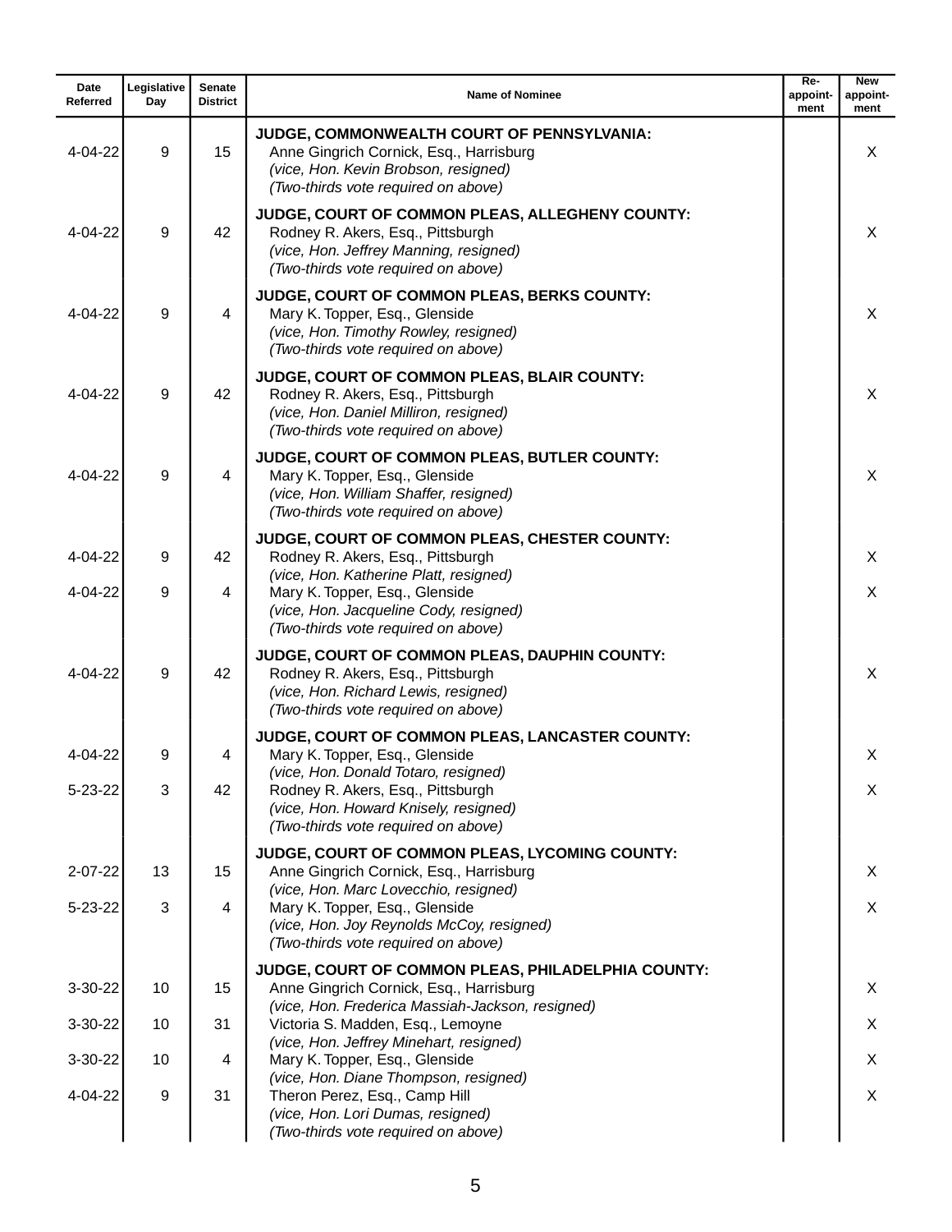| Date Referred | Legislative Day | Senate District | Name of Nominee | Re-appoint-ment | New appoint-ment |
|---|---|---|---|---|---|
| | | | **JUDGE, COMMONWEALTH COURT OF PENNSYLVANIA:** | | |
| 4-04-22 | 9 | 15 | Anne Gingrich Cornick, Esq., Harrisburg *(vice, Hon. Kevin Brobson, resigned)* *(Two-thirds vote required on above)* | | X |
| | | | **JUDGE, COURT OF COMMON PLEAS, ALLEGHENY COUNTY:** | | |
| 4-04-22 | 9 | 42 | Rodney R. Akers, Esq., Pittsburgh *(vice, Hon. Jeffrey Manning, resigned)* *(Two-thirds vote required on above)* | | X |
| | | | **JUDGE, COURT OF COMMON PLEAS, BERKS COUNTY:** | | |
| 4-04-22 | 9 | 4 | Mary K. Topper, Esq., Glenside *(vice, Hon. Timothy Rowley, resigned)* *(Two-thirds vote required on above)* | | X |
| | | | **JUDGE, COURT OF COMMON PLEAS, BLAIR COUNTY:** | | |
| 4-04-22 | 9 | 42 | Rodney R. Akers, Esq., Pittsburgh *(vice, Hon. Daniel Milliron, resigned)* *(Two-thirds vote required on above)* | | X |
| | | | **JUDGE, COURT OF COMMON PLEAS, BUTLER COUNTY:** | | |
| 4-04-22 | 9 | 4 | Mary K. Topper, Esq., Glenside *(vice, Hon. William Shaffer, resigned)* *(Two-thirds vote required on above)* | | X |
| | | | **JUDGE, COURT OF COMMON PLEAS, CHESTER COUNTY:** | | |
| 4-04-22 | 9 | 42 | Rodney R. Akers, Esq., Pittsburgh *(vice, Hon. Katherine Platt, resigned)* | | X |
| 4-04-22 | 9 | 4 | Mary K. Topper, Esq., Glenside *(vice, Hon. Jacqueline Cody, resigned)* *(Two-thirds vote required on above)* | | X |
| | | | **JUDGE, COURT OF COMMON PLEAS, DAUPHIN COUNTY:** | | |
| 4-04-22 | 9 | 42 | Rodney R. Akers, Esq., Pittsburgh *(vice, Hon. Richard Lewis, resigned)* *(Two-thirds vote required on above)* | | X |
| | | | **JUDGE, COURT OF COMMON PLEAS, LANCASTER COUNTY:** | | |
| 4-04-22 | 9 | 4 | Mary K. Topper, Esq., Glenside *(vice, Hon. Donald Totaro, resigned)* | | X |
| 5-23-22 | 3 | 42 | Rodney R. Akers, Esq., Pittsburgh *(vice, Hon. Howard Knisely, resigned)* *(Two-thirds vote required on above)* | | X |
| | | | **JUDGE, COURT OF COMMON PLEAS, LYCOMING COUNTY:** | | |
| 2-07-22 | 13 | 15 | Anne Gingrich Cornick, Esq., Harrisburg *(vice, Hon. Marc Lovecchio, resigned)* | | X |
| 5-23-22 | 3 | 4 | Mary K. Topper, Esq., Glenside *(vice, Hon. Joy Reynolds McCoy, resigned)* *(Two-thirds vote required on above)* | | X |
| | | | **JUDGE, COURT OF COMMON PLEAS, PHILADELPHIA COUNTY:** | | |
| 3-30-22 | 10 | 15 | Anne Gingrich Cornick, Esq., Harrisburg *(vice, Hon. Frederica Massiah-Jackson, resigned)* | | X |
| 3-30-22 | 10 | 31 | Victoria S. Madden, Esq., Lemoyne *(vice, Hon. Jeffrey Minehart, resigned)* | | X |
| 3-30-22 | 10 | 4 | Mary K. Topper, Esq., Glenside *(vice, Hon. Diane Thompson, resigned)* | | X |
| 4-04-22 | 9 | 31 | Theron Perez, Esq., Camp Hill *(vice, Hon. Lori Dumas, resigned)* *(Two-thirds vote required on above)* | | X |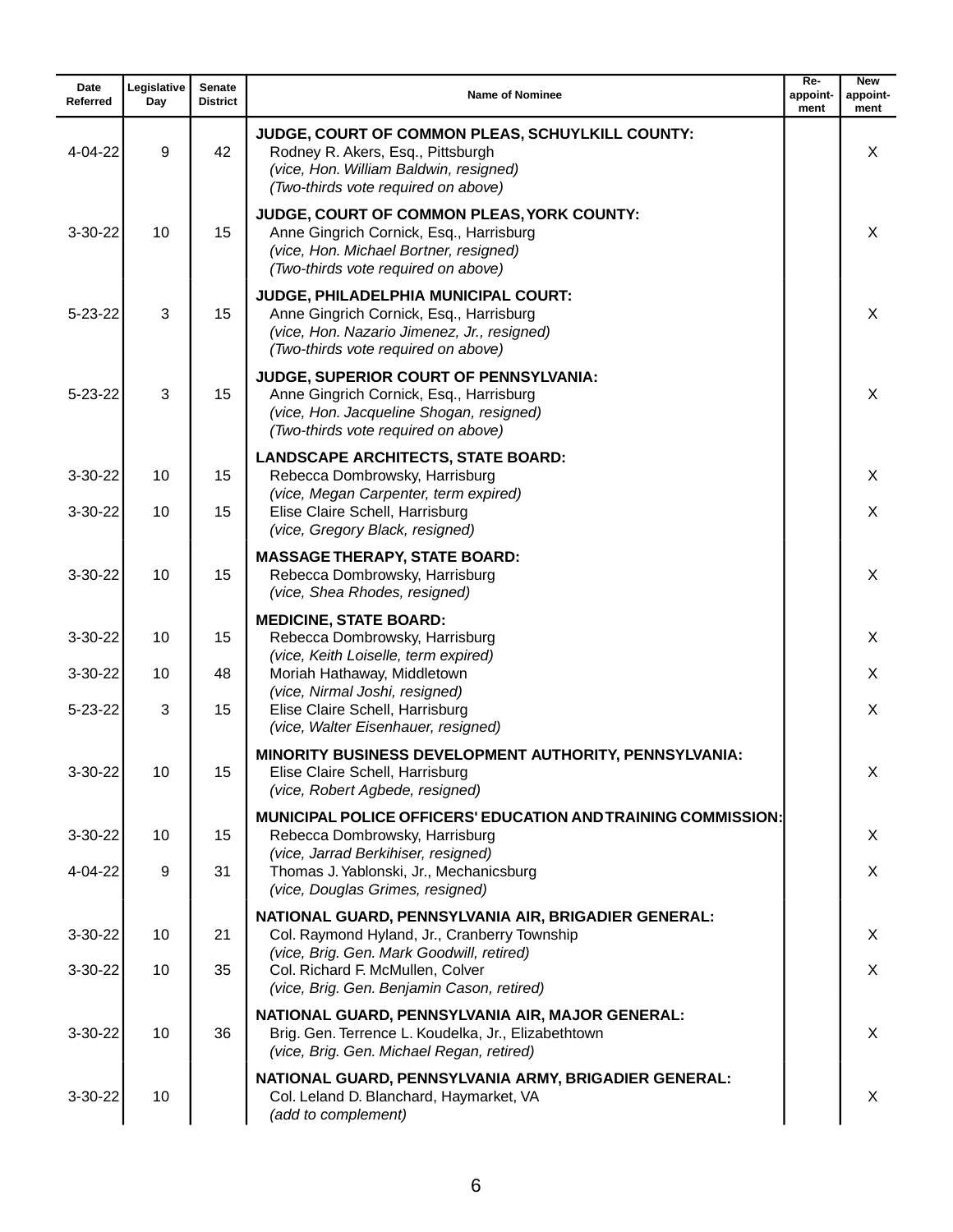| Date Referred | Legislative Day | Senate District | Name of Nominee | Re-appoint-ment | New appoint-ment |
|---|---|---|---|---|---|
| | | | **JUDGE, COURT OF COMMON PLEAS, SCHUYLKILL COUNTY:** | | |
| 4-04-22 | 9 | 42 | Rodney R. Akers, Esq., Pittsburgh<br>*(vice, Hon. William Baldwin, resigned)*<br>*(Two-thirds vote required on above)* | | X |
| | | | **JUDGE, COURT OF COMMON PLEAS, YORK COUNTY:** | | |
| 3-30-22 | 10 | 15 | Anne Gingrich Cornick, Esq., Harrisburg<br>*(vice, Hon. Michael Bortner, resigned)*<br>*(Two-thirds vote required on above)* | | X |
| | | | **JUDGE, PHILADELPHIA MUNICIPAL COURT:** | | |
| 5-23-22 | 3 | 15 | Anne Gingrich Cornick, Esq., Harrisburg<br>*(vice, Hon. Nazario Jimenez, Jr., resigned)*<br>*(Two-thirds vote required on above)* | | X |
| | | | **JUDGE, SUPERIOR COURT OF PENNSYLVANIA:** | | |
| 5-23-22 | 3 | 15 | Anne Gingrich Cornick, Esq., Harrisburg<br>*(vice, Hon. Jacqueline Shogan, resigned)*<br>*(Two-thirds vote required on above)* | | X |
| | | | **LANDSCAPE ARCHITECTS, STATE BOARD:** | | |
| 3-30-22 | 10 | 15 | Rebecca Dombrowsky, Harrisburg<br>*(vice, Megan Carpenter, term expired)* | | X |
| 3-30-22 | 10 | 15 | Elise Claire Schell, Harrisburg<br>*(vice, Gregory Black, resigned)* | | X |
| | | | **MASSAGE THERAPY, STATE BOARD:** | | |
| 3-30-22 | 10 | 15 | Rebecca Dombrowsky, Harrisburg<br>*(vice, Shea Rhodes, resigned)* | | X |
| | | | **MEDICINE, STATE BOARD:** | | |
| 3-30-22 | 10 | 15 | Rebecca Dombrowsky, Harrisburg<br>*(vice, Keith Loiselle, term expired)* | | X |
| 3-30-22 | 10 | 48 | Moriah Hathaway, Middletown<br>*(vice, Nirmal Joshi, resigned)* | | X |
| 5-23-22 | 3 | 15 | Elise Claire Schell, Harrisburg<br>*(vice, Walter Eisenhauer, resigned)* | | X |
| | | | **MINORITY BUSINESS DEVELOPMENT AUTHORITY, PENNSYLVANIA:** | | |
| 3-30-22 | 10 | 15 | Elise Claire Schell, Harrisburg<br>*(vice, Robert Agbede, resigned)* | | X |
| | | | **MUNICIPAL POLICE OFFICERS' EDUCATION AND TRAINING COMMISSION:** | | |
| 3-30-22 | 10 | 15 | Rebecca Dombrowsky, Harrisburg<br>*(vice, Jarrad Berkihiser, resigned)* | | X |
| 4-04-22 | 9 | 31 | Thomas J. Yablonski, Jr., Mechanicsburg<br>*(vice, Douglas Grimes, resigned)* | | X |
| | | | **NATIONAL GUARD, PENNSYLVANIA AIR, BRIGADIER GENERAL:** | | |
| 3-30-22 | 10 | 21 | Col. Raymond Hyland, Jr., Cranberry Township<br>*(vice, Brig. Gen. Mark Goodwill, retired)* | | X |
| 3-30-22 | 10 | 35 | Col. Richard F. McMullen, Colver<br>*(vice, Brig. Gen. Benjamin Cason, retired)* | | X |
| | | | **NATIONAL GUARD, PENNSYLVANIA AIR, MAJOR GENERAL:** | | |
| 3-30-22 | 10 | 36 | Brig. Gen. Terrence L. Koudelka, Jr., Elizabethtown<br>*(vice, Brig. Gen. Michael Regan, retired)* | | X |
| | | | **NATIONAL GUARD, PENNSYLVANIA ARMY, BRIGADIER GENERAL:** | | |
| 3-30-22 | 10 | | Col. Leland D. Blanchard, Haymarket, VA<br>*(add to complement)* | | X |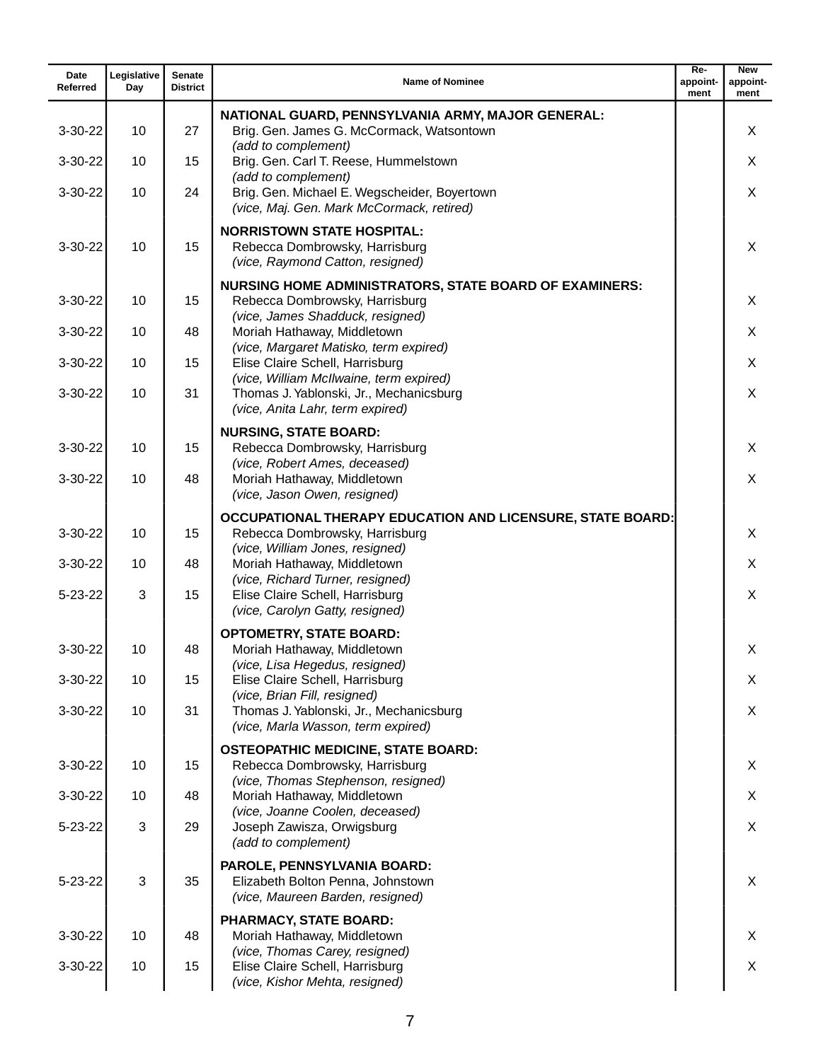| Date Referred | Legislative Day | Senate District | Name of Nominee | Re-appoint-ment | New appoint-ment |
|---|---|---|---|---|---|
| | | | **NATIONAL GUARD, PENNSYLVANIA ARMY, MAJOR GENERAL:** | | |
| 3-30-22 | 10 | 27 | Brig. Gen. James G. McCormack, Watsontown *(add to complement)* | | X |
| 3-30-22 | 10 | 15 | Brig. Gen. Carl T. Reese, Hummelstown *(add to complement)* | | X |
| 3-30-22 | 10 | 24 | Brig. Gen. Michael E. Wegscheider, Boyertown *(vice, Maj. Gen. Mark McCormack, retired)* | | X |
| | | | **NORRISTOWN STATE HOSPITAL:** | | |
| 3-30-22 | 10 | 15 | Rebecca Dombrowsky, Harrisburg *(vice, Raymond Catton, resigned)* | | X |
| | | | **NURSING HOME ADMINISTRATORS, STATE BOARD OF EXAMINERS:** | | |
| 3-30-22 | 10 | 15 | Rebecca Dombrowsky, Harrisburg *(vice, James Shadduck, resigned)* | | X |
| 3-30-22 | 10 | 48 | Moriah Hathaway, Middletown *(vice, Margaret Matisko, term expired)* | | X |
| 3-30-22 | 10 | 15 | Elise Claire Schell, Harrisburg *(vice, William McIlwaine, term expired)* | | X |
| 3-30-22 | 10 | 31 | Thomas J. Yablonski, Jr., Mechanicsburg *(vice, Anita Lahr, term expired)* | | X |
| | | | **NURSING, STATE BOARD:** | | |
| 3-30-22 | 10 | 15 | Rebecca Dombrowsky, Harrisburg *(vice, Robert Ames, deceased)* | | X |
| 3-30-22 | 10 | 48 | Moriah Hathaway, Middletown *(vice, Jason Owen, resigned)* | | X |
| | | | **OCCUPATIONAL THERAPY EDUCATION AND LICENSURE, STATE BOARD:** | | |
| 3-30-22 | 10 | 15 | Rebecca Dombrowsky, Harrisburg *(vice, William Jones, resigned)* | | X |
| 3-30-22 | 10 | 48 | Moriah Hathaway, Middletown *(vice, Richard Turner, resigned)* | | X |
| 5-23-22 | 3 | 15 | Elise Claire Schell, Harrisburg *(vice, Carolyn Gatty, resigned)* | | X |
| | | | **OPTOMETRY, STATE BOARD:** | | |
| 3-30-22 | 10 | 48 | Moriah Hathaway, Middletown *(vice, Lisa Hegedus, resigned)* | | X |
| 3-30-22 | 10 | 15 | Elise Claire Schell, Harrisburg *(vice, Brian Fill, resigned)* | | X |
| 3-30-22 | 10 | 31 | Thomas J. Yablonski, Jr., Mechanicsburg *(vice, Marla Wasson, term expired)* | | X |
| | | | **OSTEOPATHIC MEDICINE, STATE BOARD:** | | |
| 3-30-22 | 10 | 15 | Rebecca Dombrowsky, Harrisburg *(vice, Thomas Stephenson, resigned)* | | X |
| 3-30-22 | 10 | 48 | Moriah Hathaway, Middletown *(vice, Joanne Coolen, deceased)* | | X |
| 5-23-22 | 3 | 29 | Joseph Zawisza, Orwigsburg *(add to complement)* | | X |
| | | | **PAROLE, PENNSYLVANIA BOARD:** | | |
| 5-23-22 | 3 | 35 | Elizabeth Bolton Penna, Johnstown *(vice, Maureen Barden, resigned)* | | X |
| | | | **PHARMACY, STATE BOARD:** | | |
| 3-30-22 | 10 | 48 | Moriah Hathaway, Middletown *(vice, Thomas Carey, resigned)* | | X |
| 3-30-22 | 10 | 15 | Elise Claire Schell, Harrisburg *(vice, Kishor Mehta, resigned)* | | X |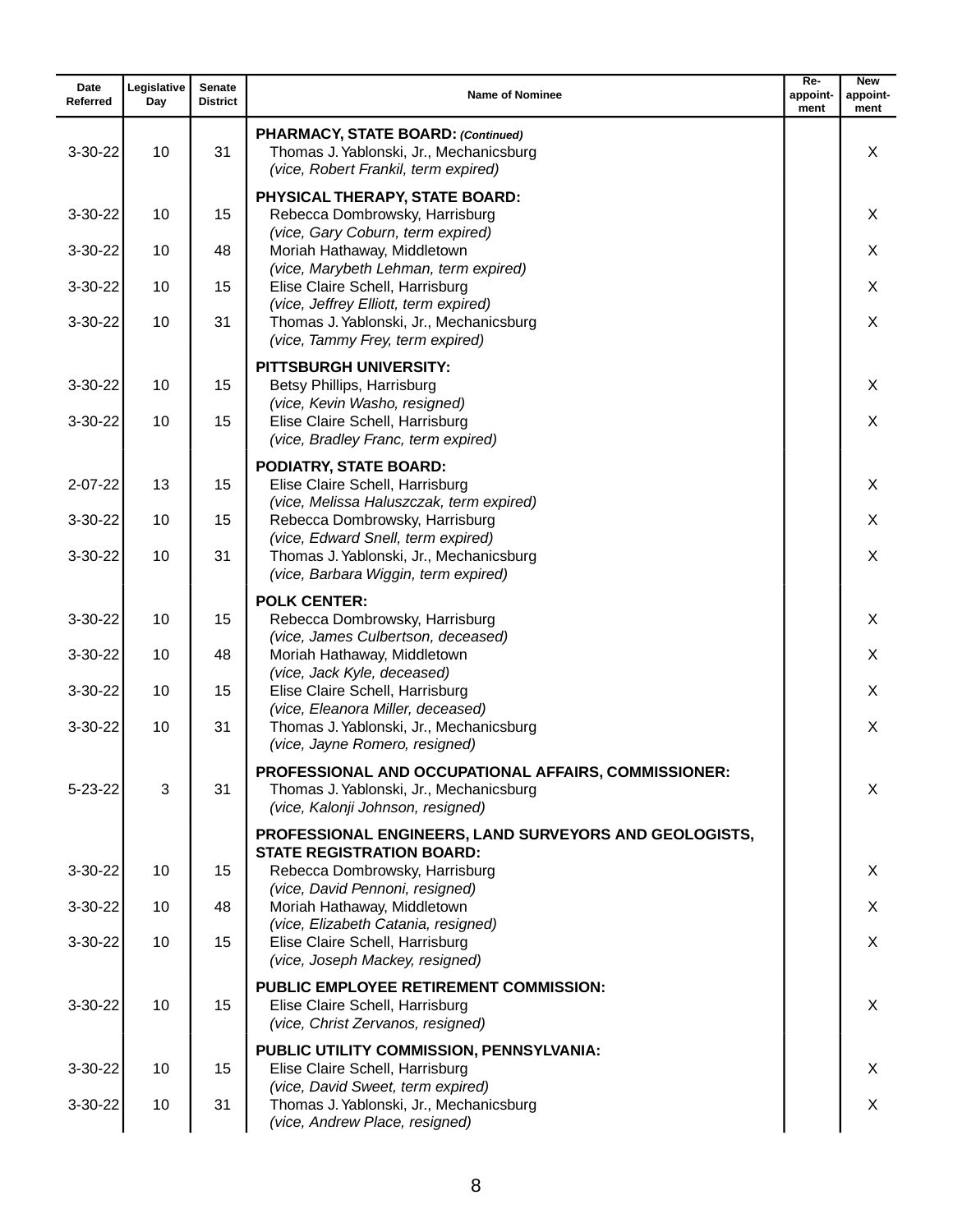| Date Referred | Legislative Day | Senate District | Name of Nominee | Re-appoint-ment | New appoint-ment |
|---|---|---|---|---|---|
| | | | **PHARMACY, STATE BOARD:** ***(Continued)*** | | |
| 3-30-22 | 10 | 31 | Thomas J. Yablonski, Jr., Mechanicsburg *(vice, Robert Frankil, term expired)* | | X |
| | | | **PHYSICAL THERAPY, STATE BOARD:** | | |
| 3-30-22 | 10 | 15 | Rebecca Dombrowsky, Harrisburg *(vice, Gary Coburn, term expired)* | | X |
| 3-30-22 | 10 | 48 | Moriah Hathaway, Middletown *(vice, Marybeth Lehman, term expired)* | | X |
| 3-30-22 | 10 | 15 | Elise Claire Schell, Harrisburg *(vice, Jeffrey Elliott, term expired)* | | X |
| 3-30-22 | 10 | 31 | Thomas J. Yablonski, Jr., Mechanicsburg *(vice, Tammy Frey, term expired)* | | X |
| | | | **PITTSBURGH UNIVERSITY:** | | |
| 3-30-22 | 10 | 15 | Betsy Phillips, Harrisburg *(vice, Kevin Washo, resigned)* | | X |
| 3-30-22 | 10 | 15 | Elise Claire Schell, Harrisburg *(vice, Bradley Franc, term expired)* | | X |
| | | | **PODIATRY, STATE BOARD:** | | |
| 2-07-22 | 13 | 15 | Elise Claire Schell, Harrisburg *(vice, Melissa Haluszczak, term expired)* | | X |
| 3-30-22 | 10 | 15 | Rebecca Dombrowsky, Harrisburg *(vice, Edward Snell, term expired)* | | X |
| 3-30-22 | 10 | 31 | Thomas J. Yablonski, Jr., Mechanicsburg *(vice, Barbara Wiggin, term expired)* | | X |
| | | | **POLK CENTER:** | | |
| 3-30-22 | 10 | 15 | Rebecca Dombrowsky, Harrisburg *(vice, James Culbertson, deceased)* | | X |
| 3-30-22 | 10 | 48 | Moriah Hathaway, Middletown *(vice, Jack Kyle, deceased)* | | X |
| 3-30-22 | 10 | 15 | Elise Claire Schell, Harrisburg *(vice, Eleanora Miller, deceased)* | | X |
| 3-30-22 | 10 | 31 | Thomas J. Yablonski, Jr., Mechanicsburg *(vice, Jayne Romero, resigned)* | | X |
| | | | **PROFESSIONAL AND OCCUPATIONAL AFFAIRS, COMMISSIONER:** | | |
| 5-23-22 | 3 | 31 | Thomas J. Yablonski, Jr., Mechanicsburg *(vice, Kalonji Johnson, resigned)* | | X |
| | | | **PROFESSIONAL ENGINEERS, LAND SURVEYORS AND GEOLOGISTS, STATE REGISTRATION BOARD:** | | |
| 3-30-22 | 10 | 15 | Rebecca Dombrowsky, Harrisburg *(vice, David Pennoni, resigned)* | | X |
| 3-30-22 | 10 | 48 | Moriah Hathaway, Middletown *(vice, Elizabeth Catania, resigned)* | | X |
| 3-30-22 | 10 | 15 | Elise Claire Schell, Harrisburg *(vice, Joseph Mackey, resigned)* | | X |
| | | | **PUBLIC EMPLOYEE RETIREMENT COMMISSION:** | | |
| 3-30-22 | 10 | 15 | Elise Claire Schell, Harrisburg *(vice, Christ Zervanos, resigned)* | | X |
| | | | **PUBLIC UTILITY COMMISSION, PENNSYLVANIA:** | | |
| 3-30-22 | 10 | 15 | Elise Claire Schell, Harrisburg *(vice, David Sweet, term expired)* | | X |
| 3-30-22 | 10 | 31 | Thomas J. Yablonski, Jr., Mechanicsburg *(vice, Andrew Place, resigned)* | | X |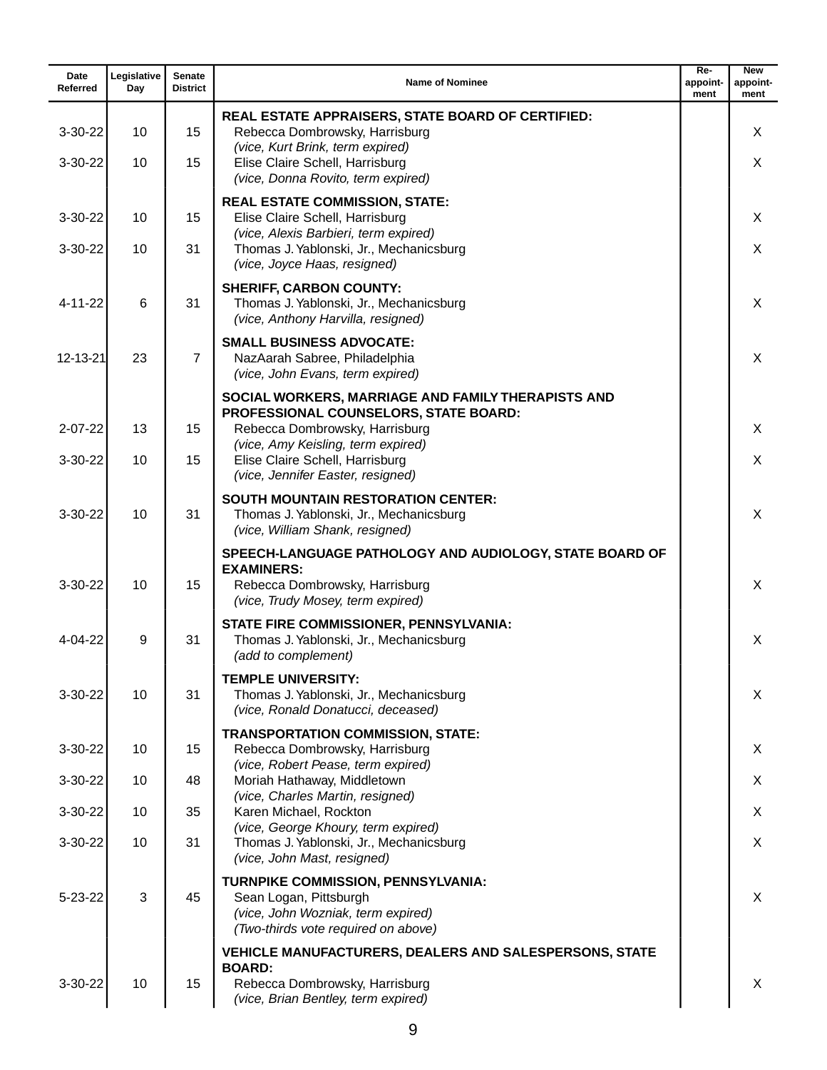| Date Referred | Legislative Day | Senate District | Name of Nominee | Re-appoint-ment | New appoint-ment |
|---|---|---|---|---|---|
| | | | **REAL ESTATE APPRAISERS, STATE BOARD OF CERTIFIED:** | | |
| 3-30-22 | 10 | 15 | Rebecca Dombrowsky, Harrisburg *(vice, Kurt Brink, term expired)* | | X |
| 3-30-22 | 10 | 15 | Elise Claire Schell, Harrisburg *(vice, Donna Rovito, term expired)* | | X |
| | | | **REAL ESTATE COMMISSION, STATE:** | | |
| 3-30-22 | 10 | 15 | Elise Claire Schell, Harrisburg *(vice, Alexis Barbieri, term expired)* | | X |
| 3-30-22 | 10 | 31 | Thomas J. Yablonski, Jr., Mechanicsburg *(vice, Joyce Haas, resigned)* | | X |
| | | | **SHERIFF, CARBON COUNTY:** | | |
| 4-11-22 | 6 | 31 | Thomas J. Yablonski, Jr., Mechanicsburg *(vice, Anthony Harvilla, resigned)* | | X |
| | | | **SMALL BUSINESS ADVOCATE:** | | |
| 12-13-21 | 23 | 7 | NazAarah Sabree, Philadelphia *(vice, John Evans, term expired)* | | X |
| | | | **SOCIAL WORKERS, MARRIAGE AND FAMILY THERAPISTS AND PROFESSIONAL COUNSELORS, STATE BOARD:** | | |
| 2-07-22 | 13 | 15 | Rebecca Dombrowsky, Harrisburg *(vice, Amy Keisling, term expired)* | | X |
| 3-30-22 | 10 | 15 | Elise Claire Schell, Harrisburg *(vice, Jennifer Easter, resigned)* | | X |
| | | | **SOUTH MOUNTAIN RESTORATION CENTER:** | | |
| 3-30-22 | 10 | 31 | Thomas J. Yablonski, Jr., Mechanicsburg *(vice, William Shank, resigned)* | | X |
| | | | **SPEECH-LANGUAGE PATHOLOGY AND AUDIOLOGY, STATE BOARD OF EXAMINERS:** | | |
| 3-30-22 | 10 | 15 | Rebecca Dombrowsky, Harrisburg *(vice, Trudy Mosey, term expired)* | | X |
| | | | **STATE FIRE COMMISSIONER, PENNSYLVANIA:** | | |
| 4-04-22 | 9 | 31 | Thomas J. Yablonski, Jr., Mechanicsburg *(add to complement)* | | X |
| | | | **TEMPLE UNIVERSITY:** | | |
| 3-30-22 | 10 | 31 | Thomas J. Yablonski, Jr., Mechanicsburg *(vice, Ronald Donatucci, deceased)* | | X |
| | | | **TRANSPORTATION COMMISSION, STATE:** | | |
| 3-30-22 | 10 | 15 | Rebecca Dombrowsky, Harrisburg *(vice, Robert Pease, term expired)* | | X |
| 3-30-22 | 10 | 48 | Moriah Hathaway, Middletown *(vice, Charles Martin, resigned)* | | X |
| 3-30-22 | 10 | 35 | Karen Michael, Rockton *(vice, George Khoury, term expired)* | | X |
| 3-30-22 | 10 | 31 | Thomas J. Yablonski, Jr., Mechanicsburg *(vice, John Mast, resigned)* | | X |
| | | | **TURNPIKE COMMISSION, PENNSYLVANIA:** | | |
| 5-23-22 | 3 | 45 | Sean Logan, Pittsburgh *(vice, John Wozniak, term expired)* *(Two-thirds vote required on above)* | | X |
| | | | **VEHICLE MANUFACTURERS, DEALERS AND SALESPERSONS, STATE BOARD:** | | |
| 3-30-22 | 10 | 15 | Rebecca Dombrowsky, Harrisburg *(vice, Brian Bentley, term expired)* | | X |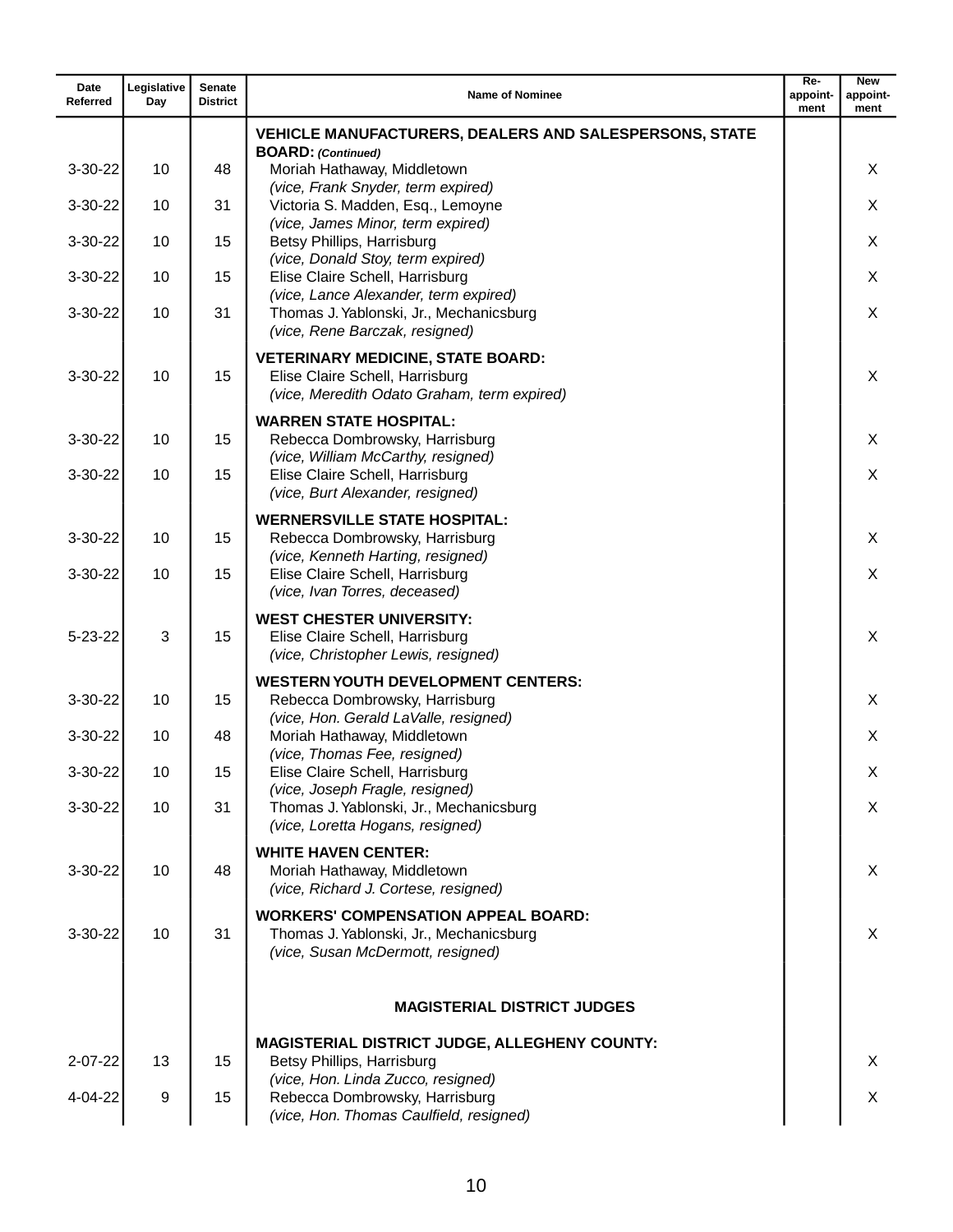| Date Referred | Legislative Day | Senate District | Name of Nominee | Re-appoint-ment | New appoint-ment |
|---|---|---|---|---|---|
| | | | **VEHICLE MANUFACTURERS, DEALERS AND SALESPERSONS, STATE BOARD:** ***(Continued)*** | | |
| 3-30-22 | 10 | 48 | Moriah Hathaway, Middletown *(vice, Frank Snyder, term expired)* | | X |
| 3-30-22 | 10 | 31 | Victoria S. Madden, Esq., Lemoyne *(vice, James Minor, term expired)* | | X |
| 3-30-22 | 10 | 15 | Betsy Phillips, Harrisburg *(vice, Donald Stoy, term expired)* | | X |
| 3-30-22 | 10 | 15 | Elise Claire Schell, Harrisburg *(vice, Lance Alexander, term expired)* | | X |
| 3-30-22 | 10 | 31 | Thomas J. Yablonski, Jr., Mechanicsburg *(vice, Rene Barczak, resigned)* | | X |
| | | | **VETERINARY MEDICINE, STATE BOARD:** | | |
| 3-30-22 | 10 | 15 | Elise Claire Schell, Harrisburg *(vice, Meredith Odato Graham, term expired)* | | X |
| | | | **WARREN STATE HOSPITAL:** | | |
| 3-30-22 | 10 | 15 | Rebecca Dombrowsky, Harrisburg *(vice, William McCarthy, resigned)* | | X |
| 3-30-22 | 10 | 15 | Elise Claire Schell, Harrisburg *(vice, Burt Alexander, resigned)* | | X |
| | | | **WERNERSVILLE STATE HOSPITAL:** | | |
| 3-30-22 | 10 | 15 | Rebecca Dombrowsky, Harrisburg *(vice, Kenneth Harting, resigned)* | | X |
| 3-30-22 | 10 | 15 | Elise Claire Schell, Harrisburg *(vice, Ivan Torres, deceased)* | | X |
| | | | **WEST CHESTER UNIVERSITY:** | | |
| 5-23-22 | 3 | 15 | Elise Claire Schell, Harrisburg *(vice, Christopher Lewis, resigned)* | | X |
| | | | **WESTERN YOUTH DEVELOPMENT CENTERS:** | | |
| 3-30-22 | 10 | 15 | Rebecca Dombrowsky, Harrisburg *(vice, Hon. Gerald LaValle, resigned)* | | X |
| 3-30-22 | 10 | 48 | Moriah Hathaway, Middletown *(vice, Thomas Fee, resigned)* | | X |
| 3-30-22 | 10 | 15 | Elise Claire Schell, Harrisburg *(vice, Joseph Fragle, resigned)* | | X |
| 3-30-22 | 10 | 31 | Thomas J. Yablonski, Jr., Mechanicsburg *(vice, Loretta Hogans, resigned)* | | X |
| | | | **WHITE HAVEN CENTER:** | | |
| 3-30-22 | 10 | 48 | Moriah Hathaway, Middletown *(vice, Richard J. Cortese, resigned)* | | X |
| | | | **WORKERS' COMPENSATION APPEAL BOARD:** | | |
| 3-30-22 | 10 | 31 | Thomas J. Yablonski, Jr., Mechanicsburg *(vice, Susan McDermott, resigned)* | | X |
| | | | **MAGISTERIAL DISTRICT JUDGES** | | |
| | | | **MAGISTERIAL DISTRICT JUDGE, ALLEGHENY COUNTY:** | | |
| 2-07-22 | 13 | 15 | Betsy Phillips, Harrisburg *(vice, Hon. Linda Zucco, resigned)* | | X |
| 4-04-22 | 9 | 15 | Rebecca Dombrowsky, Harrisburg *(vice, Hon. Thomas Caulfield, resigned)* | | X |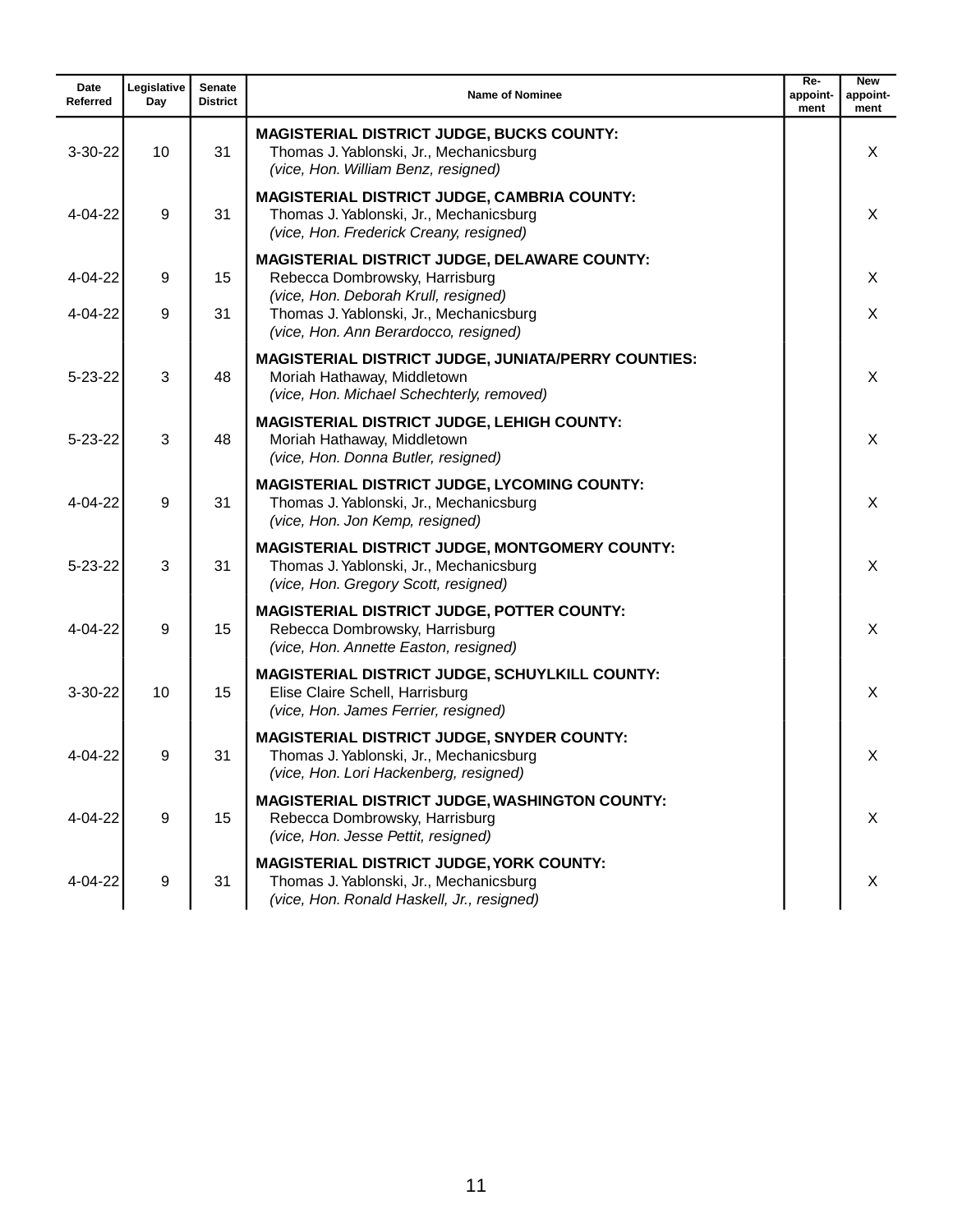| Date Referred | Legislative Day | Senate District | Name of Nominee | Re-appoint-ment | New appoint-ment |
|---|---|---|---|---|---|
| | | | **MAGISTERIAL DISTRICT JUDGE, BUCKS COUNTY:** | | |
| 3-30-22 | 10 | 31 | Thomas J. Yablonski, Jr., Mechanicsburg *(vice, Hon. William Benz, resigned)* | | X |
| | | | **MAGISTERIAL DISTRICT JUDGE, CAMBRIA COUNTY:** | | |
| 4-04-22 | 9 | 31 | Thomas J. Yablonski, Jr., Mechanicsburg *(vice, Hon. Frederick Creany, resigned)* | | X |
| | | | **MAGISTERIAL DISTRICT JUDGE, DELAWARE COUNTY:** | | |
| 4-04-22 | 9 | 15 | Rebecca Dombrowsky, Harrisburg *(vice, Hon. Deborah Krull, resigned)* | | X |
| 4-04-22 | 9 | 31 | Thomas J. Yablonski, Jr., Mechanicsburg *(vice, Hon. Ann Berardocco, resigned)* | | X |
| | | | **MAGISTERIAL DISTRICT JUDGE, JUNIATA/PERRY COUNTIES:** | | |
| 5-23-22 | 3 | 48 | Moriah Hathaway, Middletown *(vice, Hon. Michael Schechterly, removed)* | | X |
| | | | **MAGISTERIAL DISTRICT JUDGE, LEHIGH COUNTY:** | | |
| 5-23-22 | 3 | 48 | Moriah Hathaway, Middletown *(vice, Hon. Donna Butler, resigned)* | | X |
| | | | **MAGISTERIAL DISTRICT JUDGE, LYCOMING COUNTY:** | | |
| 4-04-22 | 9 | 31 | Thomas J. Yablonski, Jr., Mechanicsburg *(vice, Hon. Jon Kemp, resigned)* | | X |
| | | | **MAGISTERIAL DISTRICT JUDGE, MONTGOMERY COUNTY:** | | |
| 5-23-22 | 3 | 31 | Thomas J. Yablonski, Jr., Mechanicsburg *(vice, Hon. Gregory Scott, resigned)* | | X |
| | | | **MAGISTERIAL DISTRICT JUDGE, POTTER COUNTY:** | | |
| 4-04-22 | 9 | 15 | Rebecca Dombrowsky, Harrisburg *(vice, Hon. Annette Easton, resigned)* | | X |
| | | | **MAGISTERIAL DISTRICT JUDGE, SCHUYLKILL COUNTY:** | | |
| 3-30-22 | 10 | 15 | Elise Claire Schell, Harrisburg *(vice, Hon. James Ferrier, resigned)* | | X |
| | | | **MAGISTERIAL DISTRICT JUDGE, SNYDER COUNTY:** | | |
| 4-04-22 | 9 | 31 | Thomas J. Yablonski, Jr., Mechanicsburg *(vice, Hon. Lori Hackenberg, resigned)* | | X |
| | | | **MAGISTERIAL DISTRICT JUDGE, WASHINGTON COUNTY:** | | |
| 4-04-22 | 9 | 15 | Rebecca Dombrowsky, Harrisburg *(vice, Hon. Jesse Pettit, resigned)* | | X |
| | | | **MAGISTERIAL DISTRICT JUDGE, YORK COUNTY:** | | |
| 4-04-22 | 9 | 31 | Thomas J. Yablonski, Jr., Mechanicsburg *(vice, Hon. Ronald Haskell, Jr., resigned)* | | X |